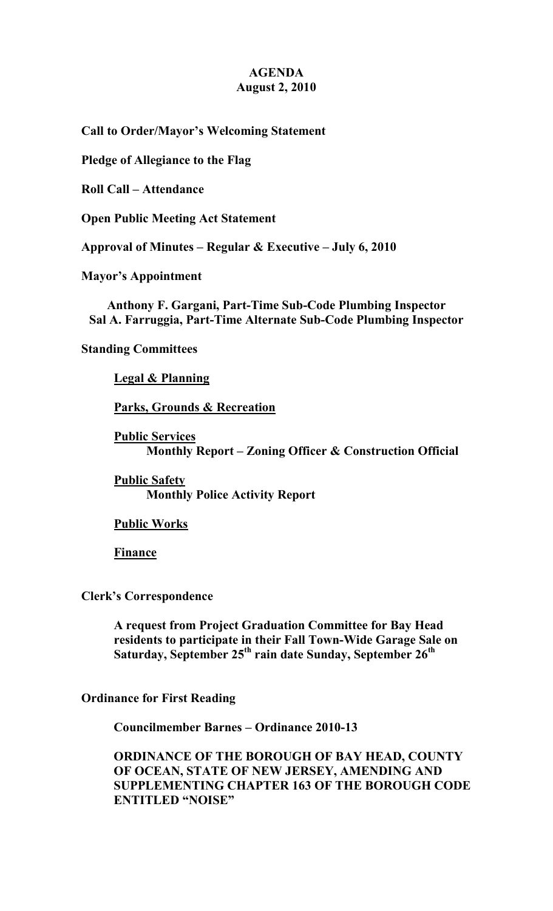# AGENDA
## August 2, 2010

**Call to Order/Mayor's Welcoming Statement**

**Pledge of Allegiance to the Flag**

**Roll Call – Attendance**

**Open Public Meeting Act Statement**

**Approval of Minutes – Regular & Executive – July 6, 2010**

**Mayor's Appointment**

**Anthony F. Gargani, Part-Time Sub-Code Plumbing Inspector**
**Sal A. Farruggia, Part-Time Alternate Sub-Code Plumbing Inspector**

**Standing Committees**

**Legal & Planning**

**Parks, Grounds & Recreation**

**Public Services**
**Monthly Report – Zoning Officer & Construction Official**

**Public Safety**
**Monthly Police Activity Report**

**Public Works**

**Finance**

**Clerk's Correspondence**

**A request from Project Graduation Committee for Bay Head residents to participate in their Fall Town-Wide Garage Sale on Saturday, September 25th rain date Sunday, September 26th**

**Ordinance for First Reading**

**Councilmember Barnes – Ordinance 2010-13**

**ORDINANCE OF THE BOROUGH OF BAY HEAD, COUNTY OF OCEAN, STATE OF NEW JERSEY, AMENDING AND SUPPLEMENTING CHAPTER 163 OF THE BOROUGH CODE ENTITLED "NOISE"**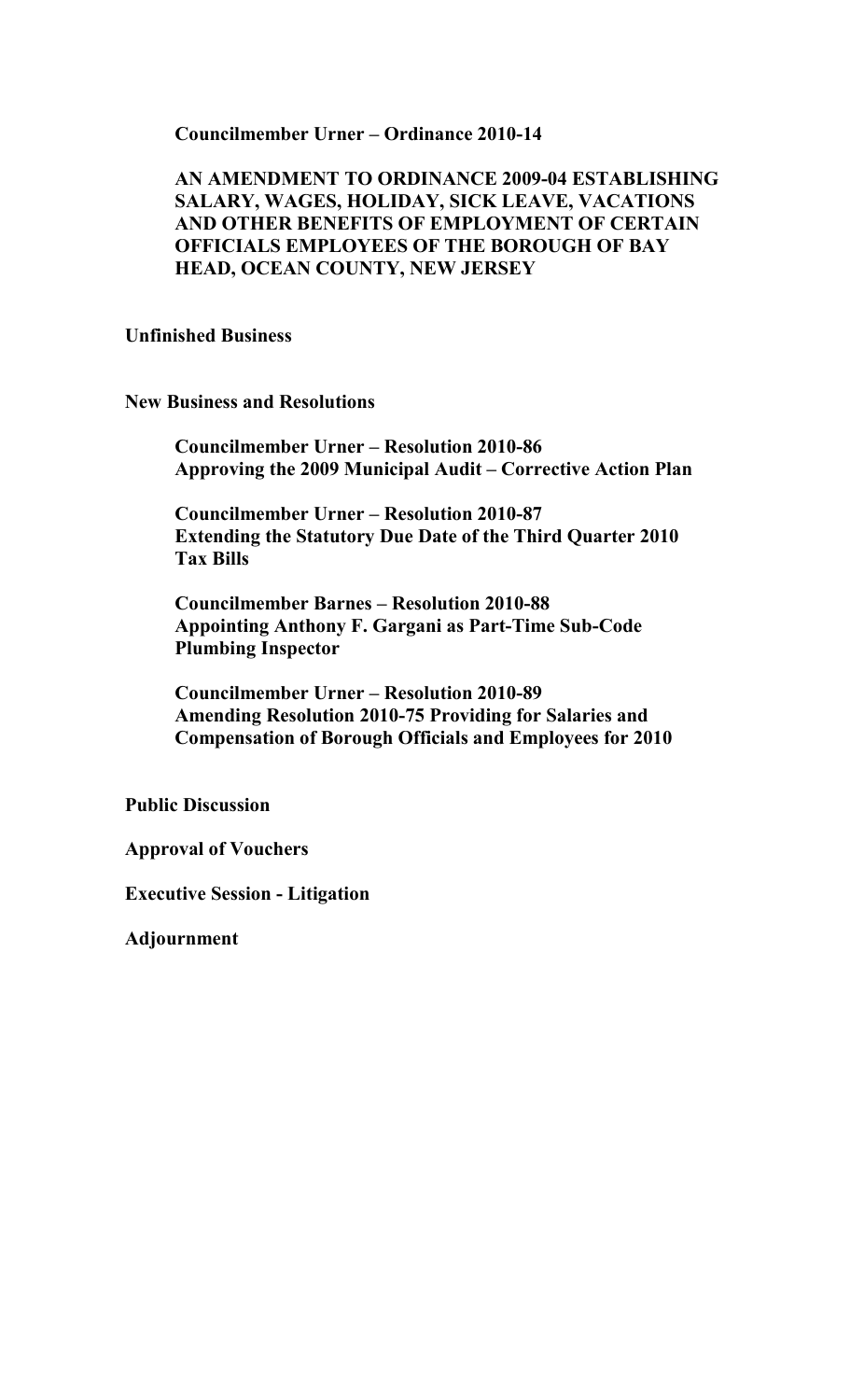**Councilmember Urner – Ordinance 2010-14**

**AN AMENDMENT TO ORDINANCE 2009-04 ESTABLISHING SALARY, WAGES, HOLIDAY, SICK LEAVE, VACATIONS AND OTHER BENEFITS OF EMPLOYMENT OF CERTAIN OFFICIALS EMPLOYEES OF THE BOROUGH OF BAY HEAD, OCEAN COUNTY, NEW JERSEY**

**Unfinished Business**

**New Business and Resolutions**

**Councilmember Urner – Resolution 2010-86**
**Approving the 2009 Municipal Audit – Corrective Action Plan**

**Councilmember Urner – Resolution 2010-87**
**Extending the Statutory Due Date of the Third Quarter 2010 Tax Bills**

**Councilmember Barnes – Resolution 2010-88**
**Appointing Anthony F. Gargani as Part-Time Sub-Code Plumbing Inspector**

**Councilmember Urner – Resolution 2010-89**
**Amending Resolution 2010-75 Providing for Salaries and Compensation of Borough Officials and Employees for 2010**

**Public Discussion**

**Approval of Vouchers**

**Executive Session - Litigation**

**Adjournment**